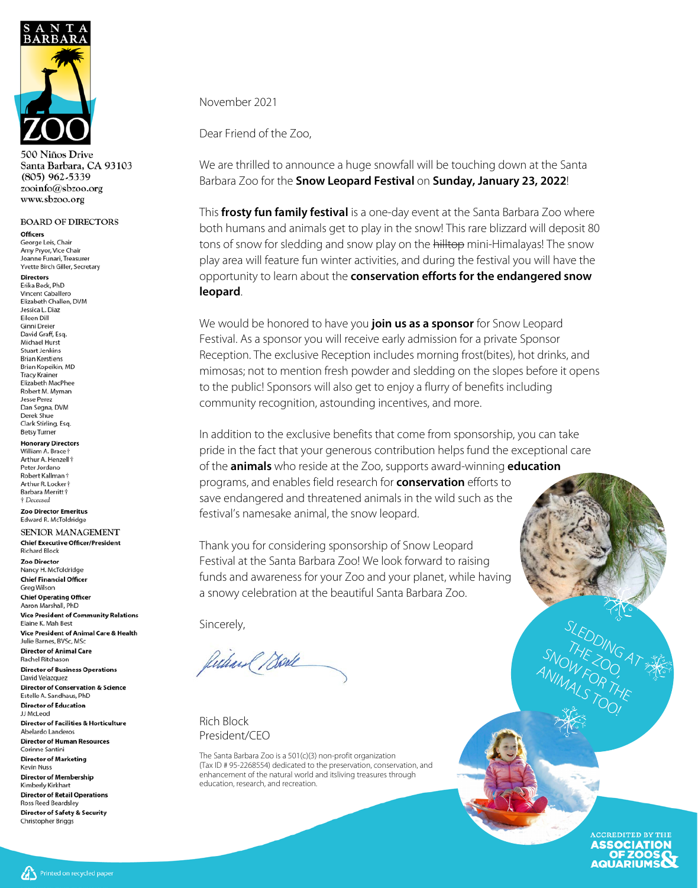SANTA BARBARA ZOO

500 Niños Drive
Santa Barbara, CA 93103
(805) 962-5339
zooinfo@sbzoo.org
www.sbzoo.org

## BOARD OF DIRECTORS

**Officers**
George Leis, Chair
Amy Pryor, Vice Chair
Joanne Funari, Treasurer
Yvette Birch Giller, Secretary

**Directors**
Erika Beck, PhD
Vincent Caballero
Elizabeth Challen, DVM
Jessica L. Diaz
Eileen Dill
Ginni Dreier
David Graff, Esq.
Michael Hurst
Stuart Jenkins
Brian Kerstiens
Brian Kopeikin, MD
Tracy Krainer
Elizabeth MacPhee
Robert M. Myman
Jesse Perez
Dan Segna, DVM
Derek Shue
Clark Stirling, Esq.
Betsy Turner

**Honorary Directors**
William A. Brace †
Arthur A. Henzell †
Peter Jordano
Robert Kallman †
Arthur R. Locker †
Barbara Merritt †
† *Deceased*

**Zoo Director Emeritus**
Edward R. McToldridge

## SENIOR MANAGEMENT

**Chief Executive Officer/President**
Richard Block

**Zoo Director**
Nancy H. McToldridge

**Chief Financial Officer**
Greg Wilson

**Chief Operating Officer**
Aaron Marshall, PhD

**Vice President of Community Relations**
Elaine K. Mah Best

**Vice President of Animal Care & Health**
Julie Barnes, BVSc, MSc

**Director of Animal Care**
Rachel Ritchason

**Director of Business Operations**
David Velazquez

**Director of Conservation & Science**
Estelle A. Sandhaus, PhD

**Director of Education**
JJ McLeod

**Director of Facilities & Horticulture**
Abelardo Landeros

**Director of Human Resources**
Corinne Santini

**Director of Marketing**
Kevin Nuss

**Director of Membership**
Kimberly Kirkhart

**Director of Retail Operations**
Ross Reed Beardsley

**Director of Safety & Security**
Christopher Briggs

November 2021

Dear Friend of the Zoo,

We are thrilled to announce a huge snowfall will be touching down at the Santa Barbara Zoo for the **Snow Leopard Festival** on **Sunday, January 23, 2022**!

This **frosty fun family festival** is a one-day event at the Santa Barbara Zoo where both humans and animals get to play in the snow! This rare blizzard will deposit 80 tons of snow for sledding and snow play on the ~~hilltop~~ mini-Himalayas! The snow play area will feature fun winter activities, and during the festival you will have the opportunity to learn about the **conservation efforts for the endangered snow leopard**.

We would be honored to have you **join us as a sponsor** for Snow Leopard Festival. As a sponsor you will receive early admission for a private Sponsor Reception. The exclusive Reception includes morning frost(bites), hot drinks, and mimosas; not to mention fresh powder and sledding on the slopes before it opens to the public! Sponsors will also get to enjoy a flurry of benefits including community recognition, astounding incentives, and more.

In addition to the exclusive benefits that come from sponsorship, you can take pride in the fact that your generous contribution helps fund the exceptional care of the **animals** who reside at the Zoo, supports award-winning **education** programs, and enables field research for **conservation** efforts to save endangered and threatened animals in the wild such as the festival's namesake animal, the snow leopard.

Thank you for considering sponsorship of Snow Leopard Festival at the Santa Barbara Zoo! We look forward to raising funds and awareness for your Zoo and your planet, while having a snowy celebration at the beautiful Santa Barbara Zoo.

Sincerely,

Rich Block
President/CEO

The Santa Barbara Zoo is a 501(c)(3) non-profit organization (Tax ID # 95-2268554) dedicated to the preservation, conservation, and enhancement of the natural world and itsliving treasures through education, research, and recreation.

SLEDDING AT THE ZOO, SNOW FOR THE ANIMALS TOO!

ACCREDITED BY THE ASSOCIATION OF ZOOS & AQUARIUMS

Printed on recycled paper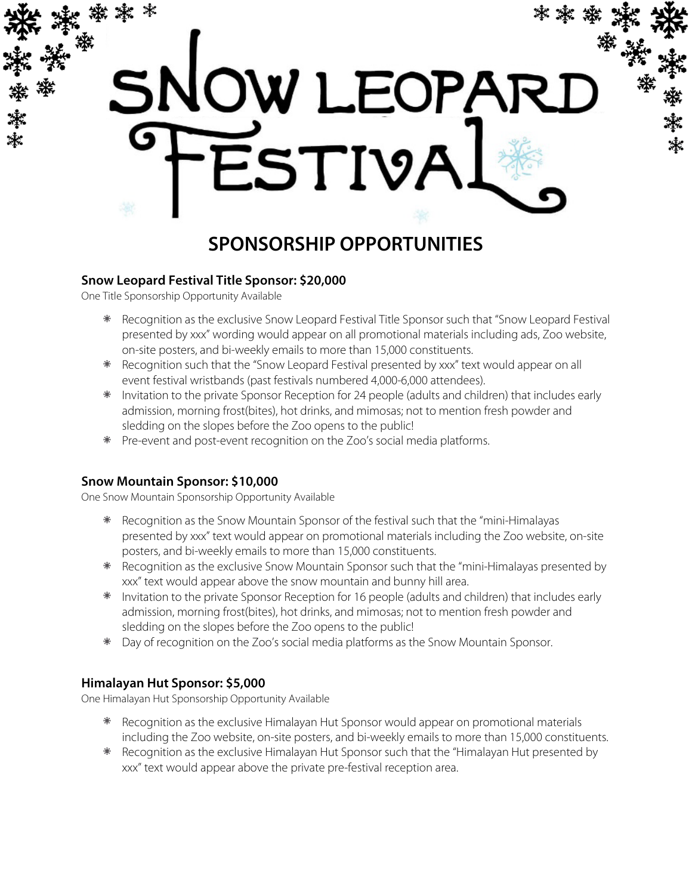# SNOW LEOPARD FESTIVAL

## SPONSORSHIP OPPORTUNITIES

### Snow Leopard Festival Title Sponsor: $20,000

One Title Sponsorship Opportunity Available

- Recognition as the exclusive Snow Leopard Festival Title Sponsor such that "Snow Leopard Festival presented by xxx" wording would appear on all promotional materials including ads, Zoo website, on-site posters, and bi-weekly emails to more than 15,000 constituents.
- Recognition such that the "Snow Leopard Festival presented by xxx" text would appear on all event festival wristbands (past festivals numbered 4,000-6,000 attendees).
- Invitation to the private Sponsor Reception for 24 people (adults and children) that includes early admission, morning frost(bites), hot drinks, and mimosas; not to mention fresh powder and sledding on the slopes before the Zoo opens to the public!
- Pre-event and post-event recognition on the Zoo's social media platforms.

### Snow Mountain Sponsor: $10,000

One Snow Mountain Sponsorship Opportunity Available

- Recognition as the Snow Mountain Sponsor of the festival such that the "mini-Himalayas presented by xxx" text would appear on promotional materials including the Zoo website, on-site posters, and bi-weekly emails to more than 15,000 constituents.
- Recognition as the exclusive Snow Mountain Sponsor such that the "mini-Himalayas presented by xxx" text would appear above the snow mountain and bunny hill area.
- Invitation to the private Sponsor Reception for 16 people (adults and children) that includes early admission, morning frost(bites), hot drinks, and mimosas; not to mention fresh powder and sledding on the slopes before the Zoo opens to the public!
- Day of recognition on the Zoo's social media platforms as the Snow Mountain Sponsor.

### Himalayan Hut Sponsor: $5,000

One Himalayan Hut Sponsorship Opportunity Available

- Recognition as the exclusive Himalayan Hut Sponsor would appear on promotional materials including the Zoo website, on-site posters, and bi-weekly emails to more than 15,000 constituents.
- Recognition as the exclusive Himalayan Hut Sponsor such that the "Himalayan Hut presented by xxx" text would appear above the private pre-festival reception area.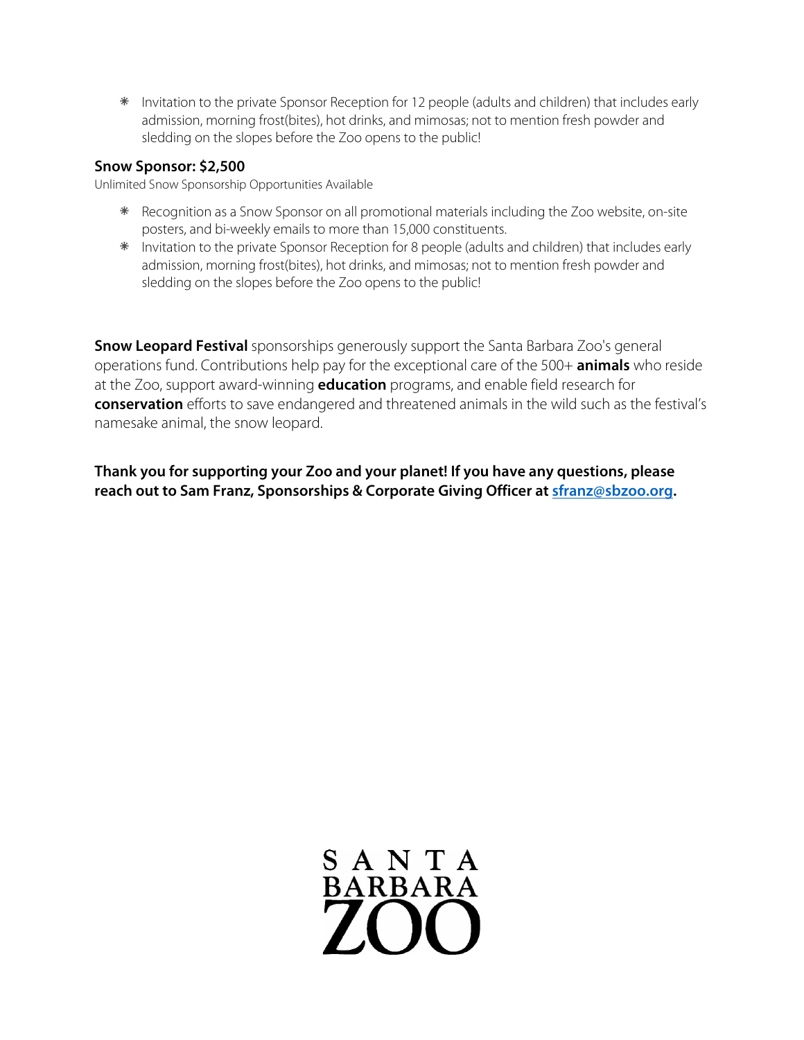- Invitation to the private Sponsor Reception for 12 people (adults and children) that includes early admission, morning frost(bites), hot drinks, and mimosas; not to mention fresh powder and sledding on the slopes before the Zoo opens to the public!

**Snow Sponsor: $2,500**

Unlimited Snow Sponsorship Opportunities Available

- Recognition as a Snow Sponsor on all promotional materials including the Zoo website, on-site posters, and bi-weekly emails to more than 15,000 constituents.
- Invitation to the private Sponsor Reception for 8 people (adults and children) that includes early admission, morning frost(bites), hot drinks, and mimosas; not to mention fresh powder and sledding on the slopes before the Zoo opens to the public!

**Snow Leopard Festival** sponsorships generously support the Santa Barbara Zoo's general operations fund. Contributions help pay for the exceptional care of the 500+ **animals** who reside at the Zoo, support award-winning **education** programs, and enable field research for **conservation** efforts to save endangered and threatened animals in the wild such as the festival's namesake animal, the snow leopard.

**Thank you for supporting your Zoo and your planet! If you have any questions, please reach out to Sam Franz, Sponsorships & Corporate Giving Officer at [sfranz@sbzoo.org](mailto:sfranz@sbzoo.org).**

SANTA BARBARA ZOO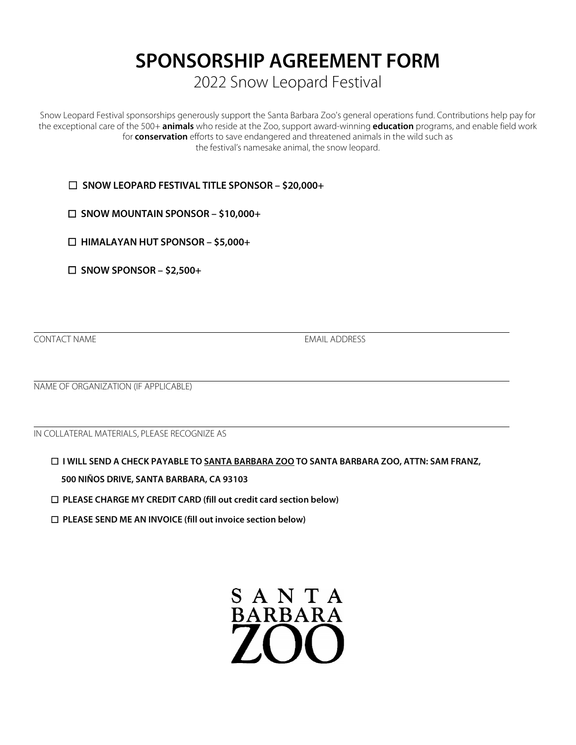# SPONSORSHIP AGREEMENT FORM

## 2022 Snow Leopard Festival

Snow Leopard Festival sponsorships generously support the Santa Barbara Zoo's general operations fund. Contributions help pay for the exceptional care of the 500+ **animals** who reside at the Zoo, support award-winning **education** programs, and enable field work for **conservation** efforts to save endangered and threatened animals in the wild such as the festival's namesake animal, the snow leopard.

- ☐ **SNOW LEOPARD FESTIVAL TITLE SPONSOR – $20,000+**
- ☐ **SNOW MOUNTAIN SPONSOR – $10,000+**
- ☐ **HIMALAYAN HUT SPONSOR – $5,000+**
- ☐ **SNOW SPONSOR – $2,500+**

CONTACT NAME ______________________________ EMAIL ADDRESS ______________________________

NAME OF ORGANIZATION (IF APPLICABLE) ______________________________

IN COLLATERAL MATERIALS, PLEASE RECOGNIZE AS ______________________________

- ☐ **I WILL SEND A CHECK PAYABLE TO SANTA BARBARA ZOO TO SANTA BARBARA ZOO, ATTN: SAM FRANZ, 500 NIÑOS DRIVE, SANTA BARBARA, CA 93103**
- ☐ **PLEASE CHARGE MY CREDIT CARD (fill out credit card section below)**
- ☐ **PLEASE SEND ME AN INVOICE (fill out invoice section below)**

SANTA BARBARA ZOO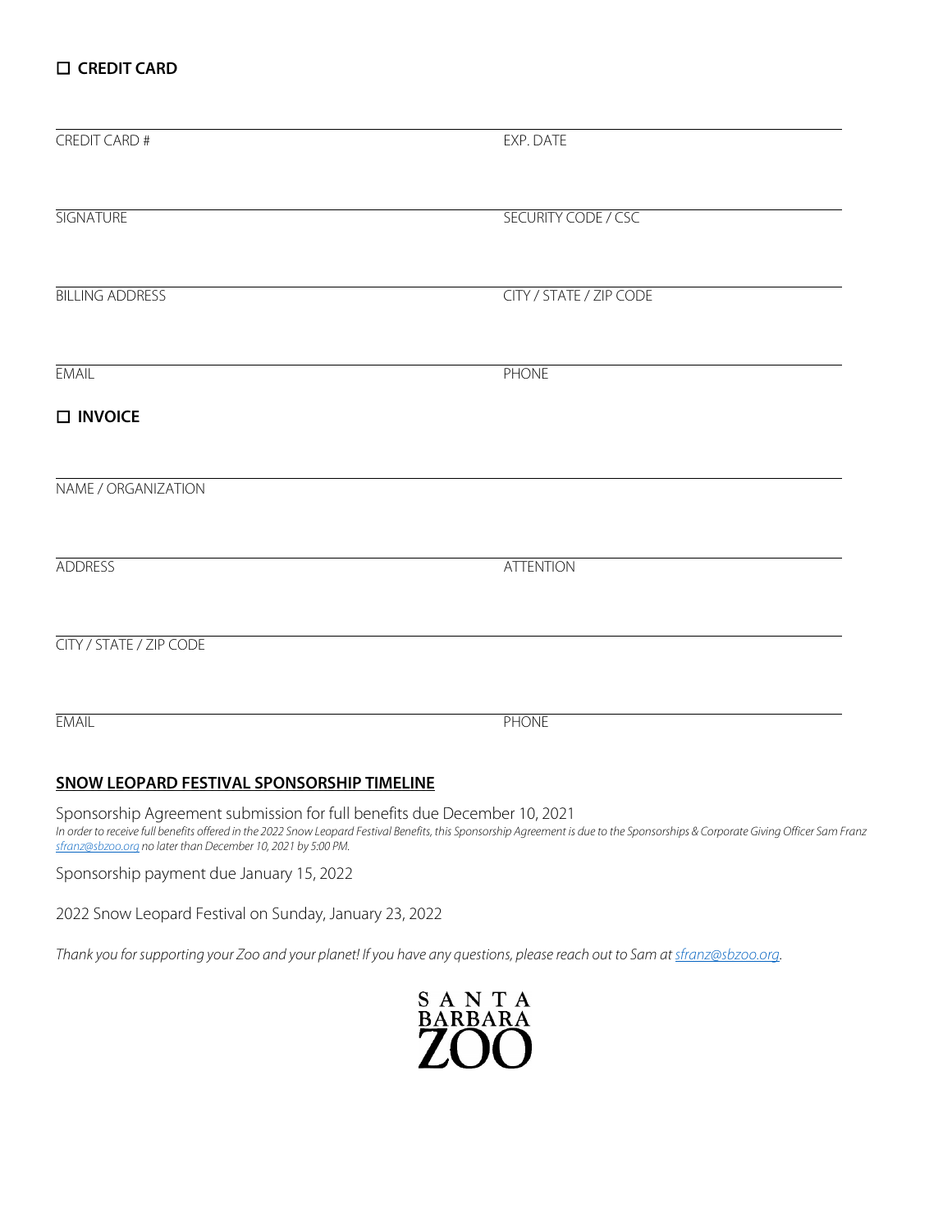☐ **CREDIT CARD**

CREDIT CARD # | EXP. DATE

SIGNATURE | SECURITY CODE / CSC

BILLING ADDRESS | CITY / STATE / ZIP CODE

EMAIL | PHONE

☐ **INVOICE**

NAME / ORGANIZATION

ADDRESS | ATTENTION

CITY / STATE / ZIP CODE

EMAIL | PHONE

**SNOW LEOPARD FESTIVAL SPONSORSHIP TIMELINE**

Sponsorship Agreement submission for full benefits due December 10, 2021

*In order to receive full benefits offered in the 2022 Snow Leopard Festival Benefits, this Sponsorship Agreement is due to the Sponsorships & Corporate Giving Officer Sam Franz sfranz@sbzoo.org no later than December 10, 2021 by 5:00 PM.*

Sponsorship payment due January 15, 2022

2022 Snow Leopard Festival on Sunday, January 23, 2022

*Thank you for supporting your Zoo and your planet! If you have any questions, please reach out to Sam at sfranz@sbzoo.org.*

SANTA BARBARA ZOO